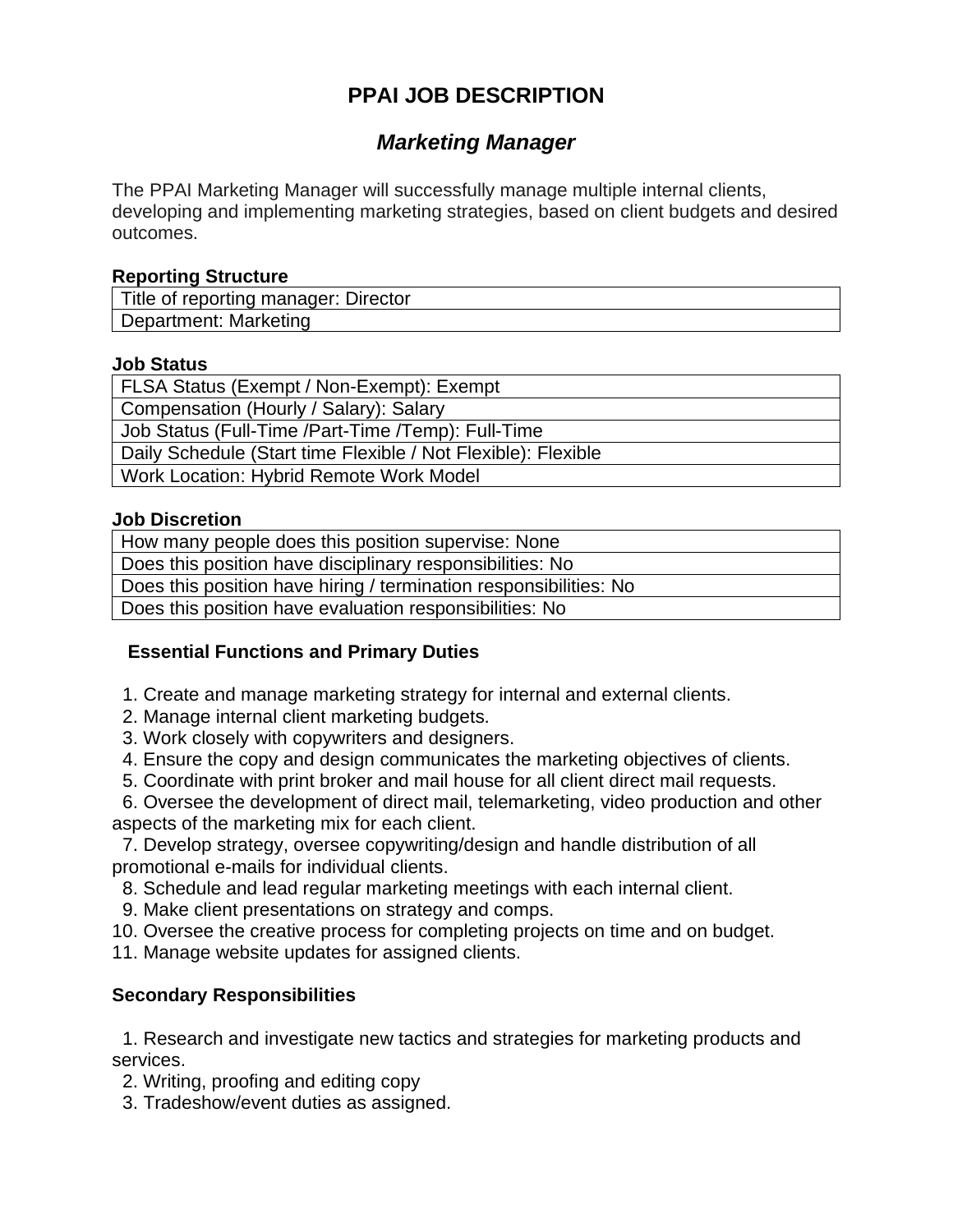# PPAI JOB DESCRIPTION

## *Marketing Manager*

The PPAI Marketing Manager will successfully manage multiple internal clients, developing and implementing marketing strategies, based on client budgets and desired outcomes.

**Reporting Structure**

| Title of reporting manager: Director |
|---|
| Department: Marketing |

**Job Status**

| FLSA Status (Exempt / Non-Exempt): Exempt |
|---|
| Compensation (Hourly / Salary): Salary |
| Job Status (Full-Time /Part-Time /Temp): Full-Time |
| Daily Schedule (Start time Flexible / Not Flexible): Flexible |
| Work Location: Hybrid Remote Work Model |

**Job Discretion**

| How many people does this position supervise: None |
|---|
| Does this position have disciplinary responsibilities: No |
| Does this position have hiring / termination responsibilities: No |
| Does this position have evaluation responsibilities: No |

**Essential Functions and Primary Duties**

1. Create and manage marketing strategy for internal and external clients.
2. Manage internal client marketing budgets.
3. Work closely with copywriters and designers.
4. Ensure the copy and design communicates the marketing objectives of clients.
5. Coordinate with print broker and mail house for all client direct mail requests.
6. Oversee the development of direct mail, telemarketing, video production and other aspects of the marketing mix for each client.
7. Develop strategy, oversee copywriting/design and handle distribution of all promotional e-mails for individual clients.
8. Schedule and lead regular marketing meetings with each internal client.
9. Make client presentations on strategy and comps.
10. Oversee the creative process for completing projects on time and on budget.
11. Manage website updates for assigned clients.

**Secondary Responsibilities**

1. Research and investigate new tactics and strategies for marketing products and services.
2. Writing, proofing and editing copy
3. Tradeshow/event duties as assigned.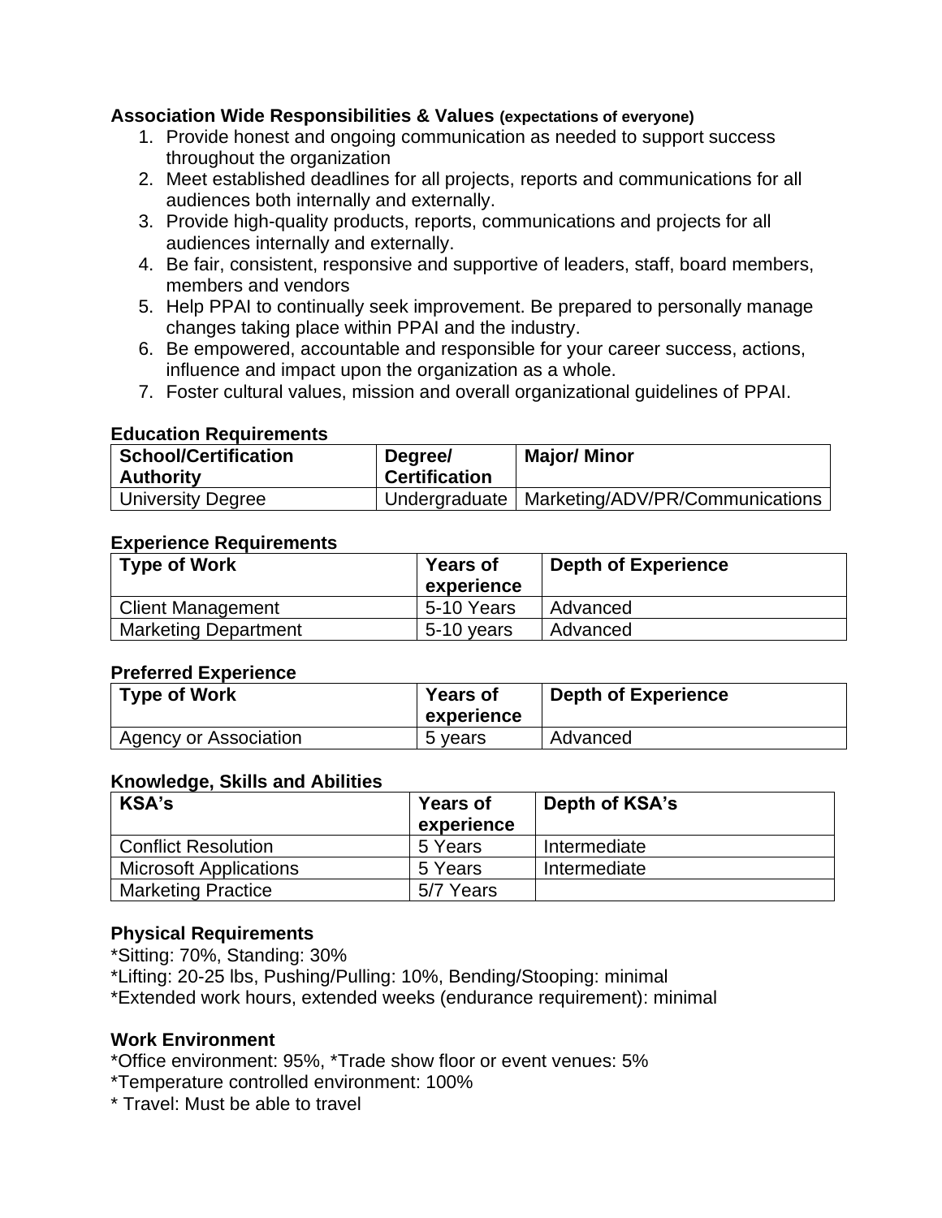**Association Wide Responsibilities & Values** **(expectations of everyone)**

1. Provide honest and ongoing communication as needed to support success throughout the organization
2. Meet established deadlines for all projects, reports and communications for all audiences both internally and externally.
3. Provide high-quality products, reports, communications and projects for all audiences internally and externally.
4. Be fair, consistent, responsive and supportive of leaders, staff, board members, members and vendors
5. Help PPAI to continually seek improvement. Be prepared to personally manage changes taking place within PPAI and the industry.
6. Be empowered, accountable and responsible for your career success, actions, influence and impact upon the organization as a whole.
7. Foster cultural values, mission and overall organizational guidelines of PPAI.

**Education Requirements**

| School/Certification Authority | Degree/ Certification | Major/ Minor |
| --- | --- | --- |
| University Degree | Undergraduate | Marketing/ADV/PR/Communications |

**Experience Requirements**

| Type of Work | Years of experience | Depth of Experience |
| --- | --- | --- |
| Client Management | 5-10 Years | Advanced |
| Marketing Department | 5-10 years | Advanced |

**Preferred Experience**

| Type of Work | Years of experience | Depth of Experience |
| --- | --- | --- |
| Agency or Association | 5 years | Advanced |

**Knowledge, Skills and Abilities**

| KSA's | Years of experience | Depth of KSA's |
| --- | --- | --- |
| Conflict Resolution | 5 Years | Intermediate |
| Microsoft Applications | 5 Years | Intermediate |
| Marketing Practice | 5/7 Years | |

**Physical Requirements**

*Sitting: 70%, Standing: 30%
*Lifting: 20-25 lbs, Pushing/Pulling: 10%, Bending/Stooping: minimal
*Extended work hours, extended weeks (endurance requirement): minimal

**Work Environment**

*Office environment: 95%, *Trade show floor or event venues: 5%
*Temperature controlled environment: 100%
* Travel: Must be able to travel